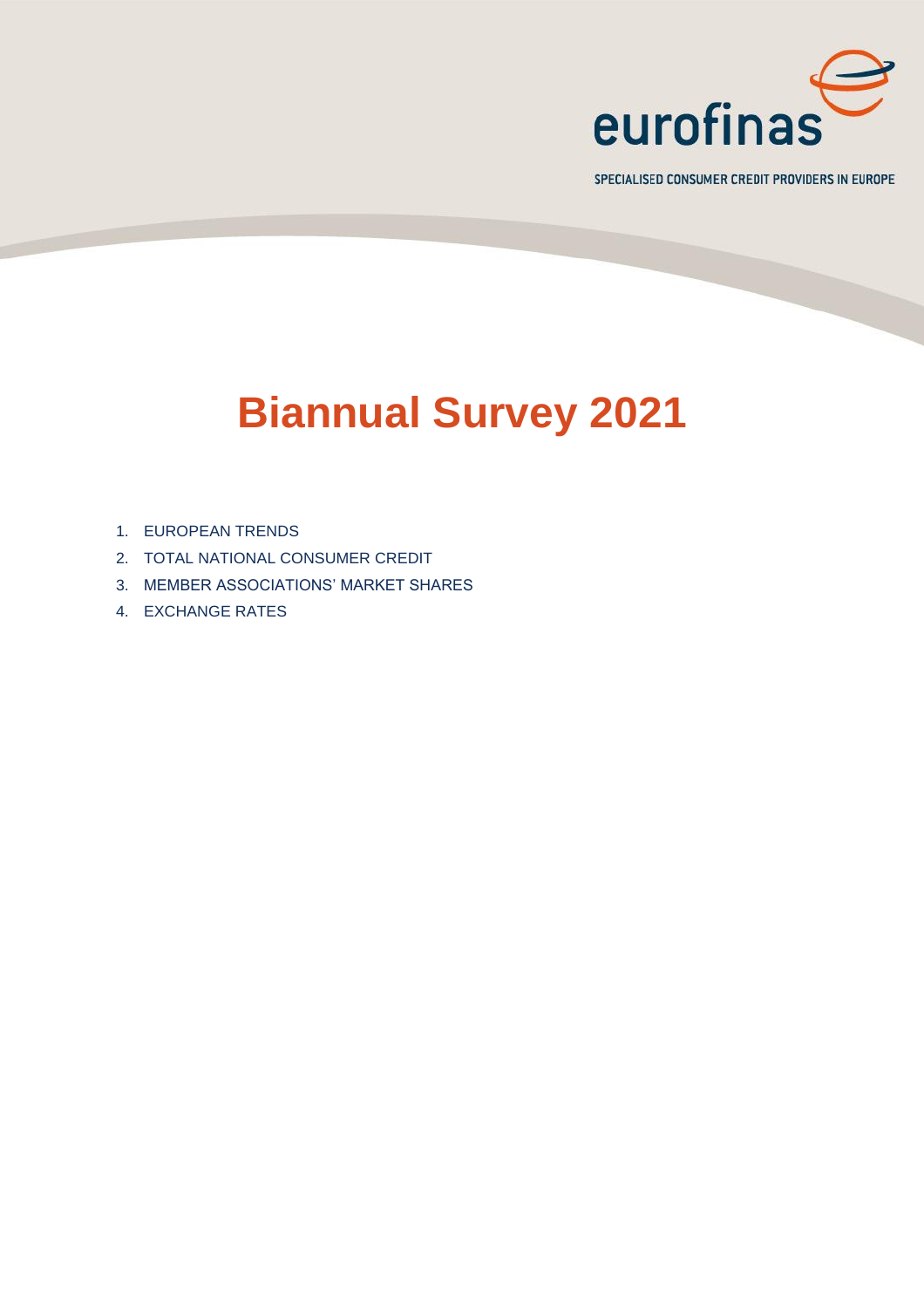eurofinas

SPECIALISED CONSUMER CREDIT PROVIDERS IN EUROPE

# Biannual Survey 2021

1. EUROPEAN TRENDS
2. TOTAL NATIONAL CONSUMER CREDIT
3. MEMBER ASSOCIATIONS' MARKET SHARES
4. EXCHANGE RATES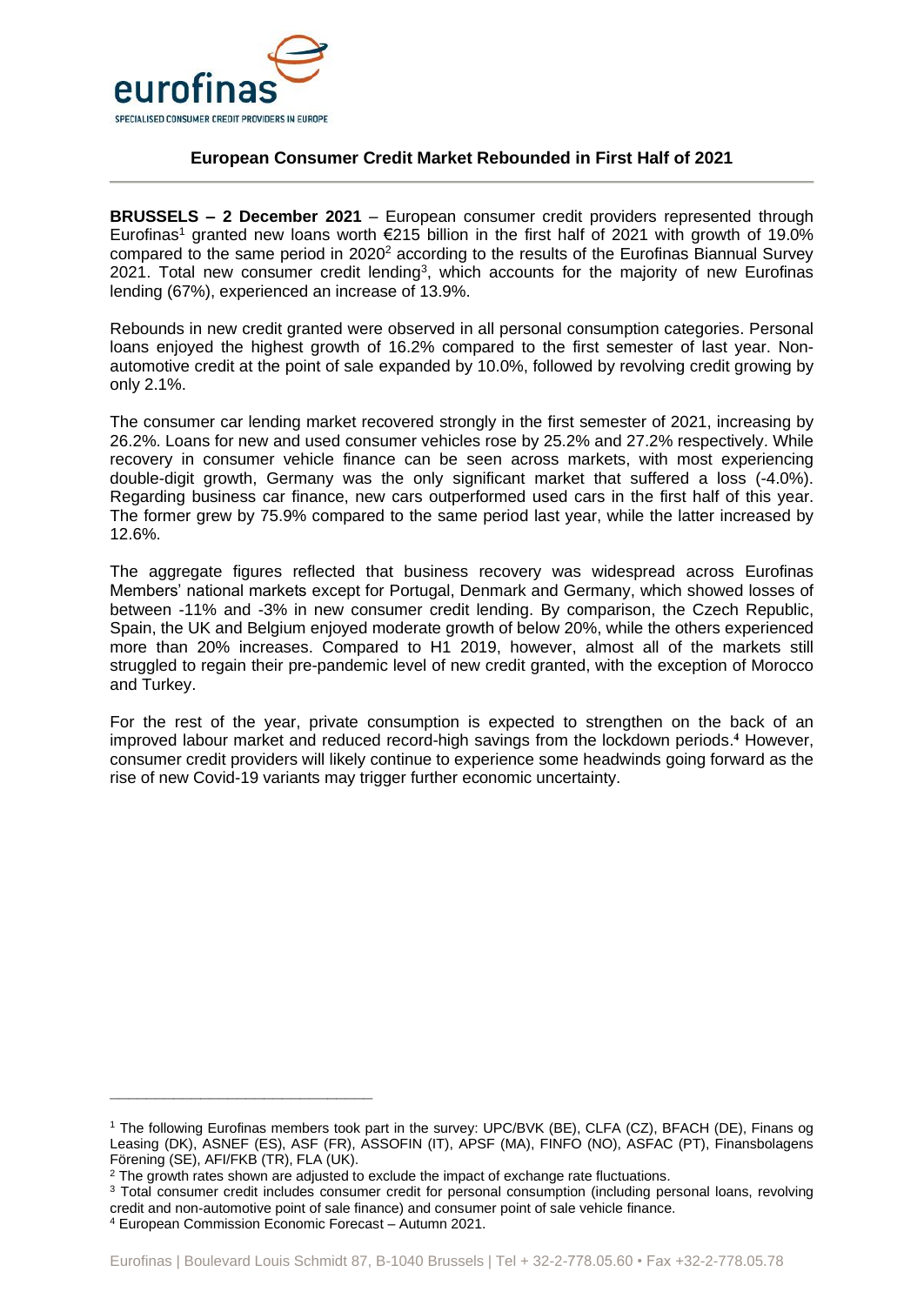## European Consumer Credit Market Rebounded in First Half of 2021

**BRUSSELS – 2 December 2021** – European consumer credit providers represented through Eurofinas[1] granted new loans worth €215 billion in the first half of 2021 with growth of 19.0% compared to the same period in 2020[2] according to the results of the Eurofinas Biannual Survey 2021. Total new consumer credit lending[3], which accounts for the majority of new Eurofinas lending (67%), experienced an increase of 13.9%.

Rebounds in new credit granted were observed in all personal consumption categories. Personal loans enjoyed the highest growth of 16.2% compared to the first semester of last year. Non-automotive credit at the point of sale expanded by 10.0%, followed by revolving credit growing by only 2.1%.

The consumer car lending market recovered strongly in the first semester of 2021, increasing by 26.2%. Loans for new and used consumer vehicles rose by 25.2% and 27.2% respectively. While recovery in consumer vehicle finance can be seen across markets, with most experiencing double-digit growth, Germany was the only significant market that suffered a loss (-4.0%). Regarding business car finance, new cars outperformed used cars in the first half of this year. The former grew by 75.9% compared to the same period last year, while the latter increased by 12.6%.

The aggregate figures reflected that business recovery was widespread across Eurofinas Members' national markets except for Portugal, Denmark and Germany, which showed losses of between -11% and -3% in new consumer credit lending. By comparison, the Czech Republic, Spain, the UK and Belgium enjoyed moderate growth of below 20%, while the others experienced more than 20% increases. Compared to H1 2019, however, almost all of the markets still struggled to regain their pre-pandemic level of new credit granted, with the exception of Morocco and Turkey.

For the rest of the year, private consumption is expected to strengthen on the back of an improved labour market and reduced record-high savings from the lockdown periods.[4] However, consumer credit providers will likely continue to experience some headwinds going forward as the rise of new Covid-19 variants may trigger further economic uncertainty.

---

[1] The following Eurofinas members took part in the survey: UPC/BVK (BE), CLFA (CZ), BFACH (DE), Finans og Leasing (DK), ASNEF (ES), ASF (FR), ASSOFIN (IT), APSF (MA), FINFO (NO), ASFAC (PT), Finansbolagens Förening (SE), AFI/FKB (TR), FLA (UK).

[2] The growth rates shown are adjusted to exclude the impact of exchange rate fluctuations.

[3] Total consumer credit includes consumer credit for personal consumption (including personal loans, revolving credit and non-automotive point of sale finance) and consumer point of sale vehicle finance.

[4] European Commission Economic Forecast – Autumn 2021.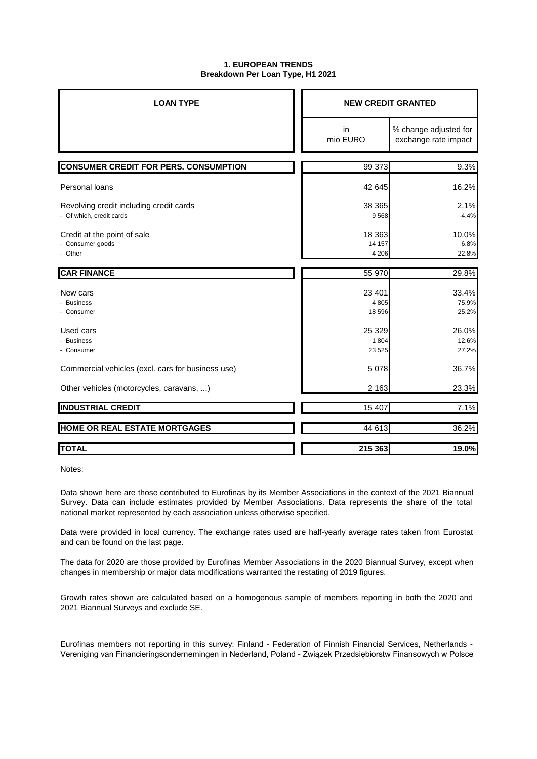**1. EUROPEAN TRENDS**
**Breakdown Per Loan Type, H1 2021**

| LOAN TYPE | NEW CREDIT GRANTED | |
|---|---|---|
| | in mio EURO | % change adjusted for exchange rate impact |
| **CONSUMER CREDIT FOR PERS. CONSUMPTION** | 99 373 | 9.3% |
| Personal loans | 42 645 | 16.2% |
| Revolving credit including credit cards | 38 365 | 2.1% |
| - Of which, credit cards | 9 568 | -4.4% |
| Credit at the point of sale | 18 363 | 10.0% |
| - Consumer goods | 14 157 | 6.8% |
| - Other | 4 206 | 22.8% |
| **CAR FINANCE** | 55 970 | 29.8% |
| New cars | 23 401 | 33.4% |
| - Business | 4 805 | 75.9% |
| - Consumer | 18 596 | 25.2% |
| Used cars | 25 329 | 26.0% |
| - Business | 1 804 | 12.6% |
| - Consumer | 23 525 | 27.2% |
| Commercial vehicles (excl. cars for business use) | 5 078 | 36.7% |
| Other vehicles (motorcycles, caravans, ...) | 2 163 | 23.3% |
| **INDUSTRIAL CREDIT** | 15 407 | 7.1% |
| **HOME OR REAL ESTATE MORTGAGES** | 44 613 | 36.2% |
| **TOTAL** | **215 363** | **19.0%** |

Notes:

Data shown here are those contributed to Eurofinas by its Member Associations in the context of the 2021 Biannual Survey. Data can include estimates provided by Member Associations. Data represents the share of the total national market represented by each association unless otherwise specified.

Data were provided in local currency. The exchange rates used are half-yearly average rates taken from Eurostat and can be found on the last page.

The data for 2020 are those provided by Eurofinas Member Associations in the 2020 Biannual Survey, except when changes in membership or major data modifications warranted the restating of 2019 figures.

Growth rates shown are calculated based on a homogenous sample of members reporting in both the 2020 and 2021 Biannual Surveys and exclude SE.

Eurofinas members not reporting in this survey: Finland - Federation of Finnish Financial Services, Netherlands - Vereniging van Financieringsondernemingen in Nederland, Poland - Związek Przedsiębiorstw Finansowych w Polsce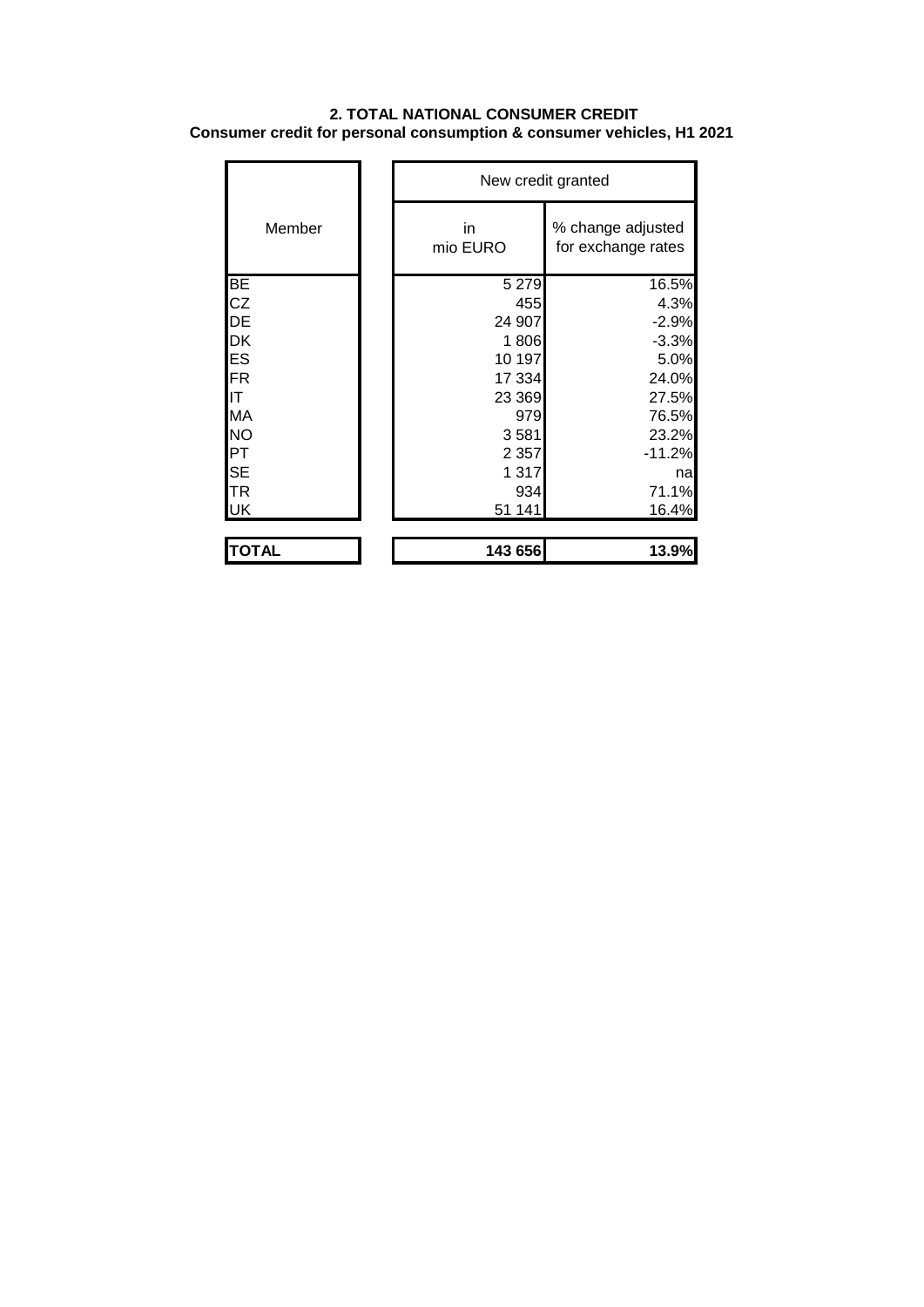**2. TOTAL NATIONAL CONSUMER CREDIT**
**Consumer credit for personal consumption & consumer vehicles, H1 2021**

| Member | New credit granted | |
|---|---|---|
| | in mio EURO | % change adjusted for exchange rates |
| BE | 5 279 | 16.5% |
| CZ | 455 | 4.3% |
| DE | 24 907 | -2.9% |
| DK | 1 806 | -3.3% |
| ES | 10 197 | 5.0% |
| FR | 17 334 | 24.0% |
| IT | 23 369 | 27.5% |
| MA | 979 | 76.5% |
| NO | 3 581 | 23.2% |
| PT | 2 357 | -11.2% |
| SE | 1 317 | na |
| TR | 934 | 71.1% |
| UK | 51 141 | 16.4% |
| **TOTAL** | **143 656** | **13.9%** |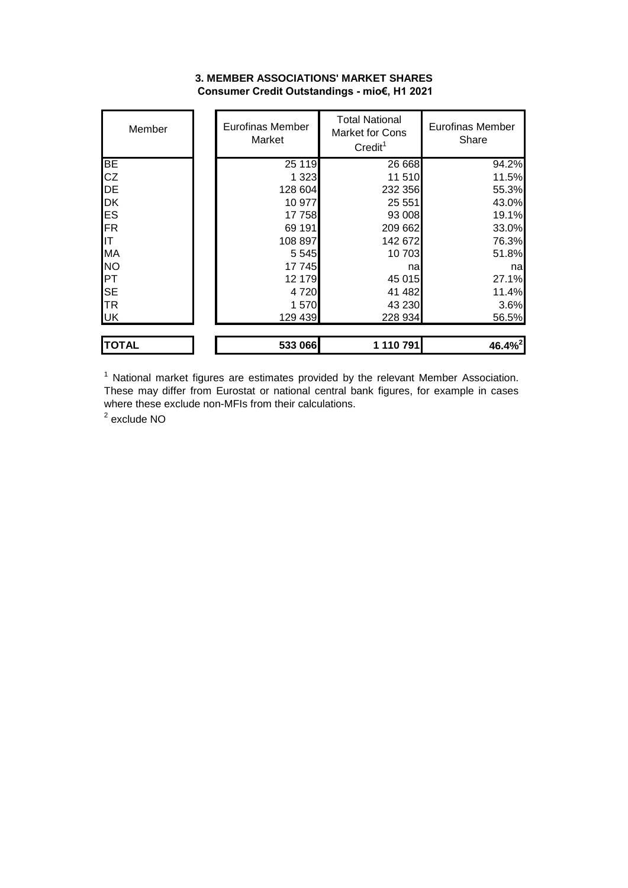### 3. MEMBER ASSOCIATIONS' MARKET SHARES
**Consumer Credit Outstandings - mio€, H1 2021**

| Member | Eurofinas Member Market | Total National Market for Cons Credit[1] | Eurofinas Member Share |
|---|---|---|---|
| BE | 25 119 | 26 668 | 94.2% |
| CZ | 1 323 | 11 510 | 11.5% |
| DE | 128 604 | 232 356 | 55.3% |
| DK | 10 977 | 25 551 | 43.0% |
| ES | 17 758 | 93 008 | 19.1% |
| FR | 69 191 | 209 662 | 33.0% |
| IT | 108 897 | 142 672 | 76.3% |
| MA | 5 545 | 10 703 | 51.8% |
| NO | 17 745 | na | na |
| PT | 12 179 | 45 015 | 27.1% |
| SE | 4 720 | 41 482 | 11.4% |
| TR | 1 570 | 43 230 | 3.6% |
| UK | 129 439 | 228 934 | 56.5% |
| **TOTAL** | **533 066** | **1 110 791** | **46.4%[2]** |

[1] National market figures are estimates provided by the relevant Member Association. These may differ from Eurostat or national central bank figures, for example in cases where these exclude non-MFIs from their calculations.

[2] exclude NO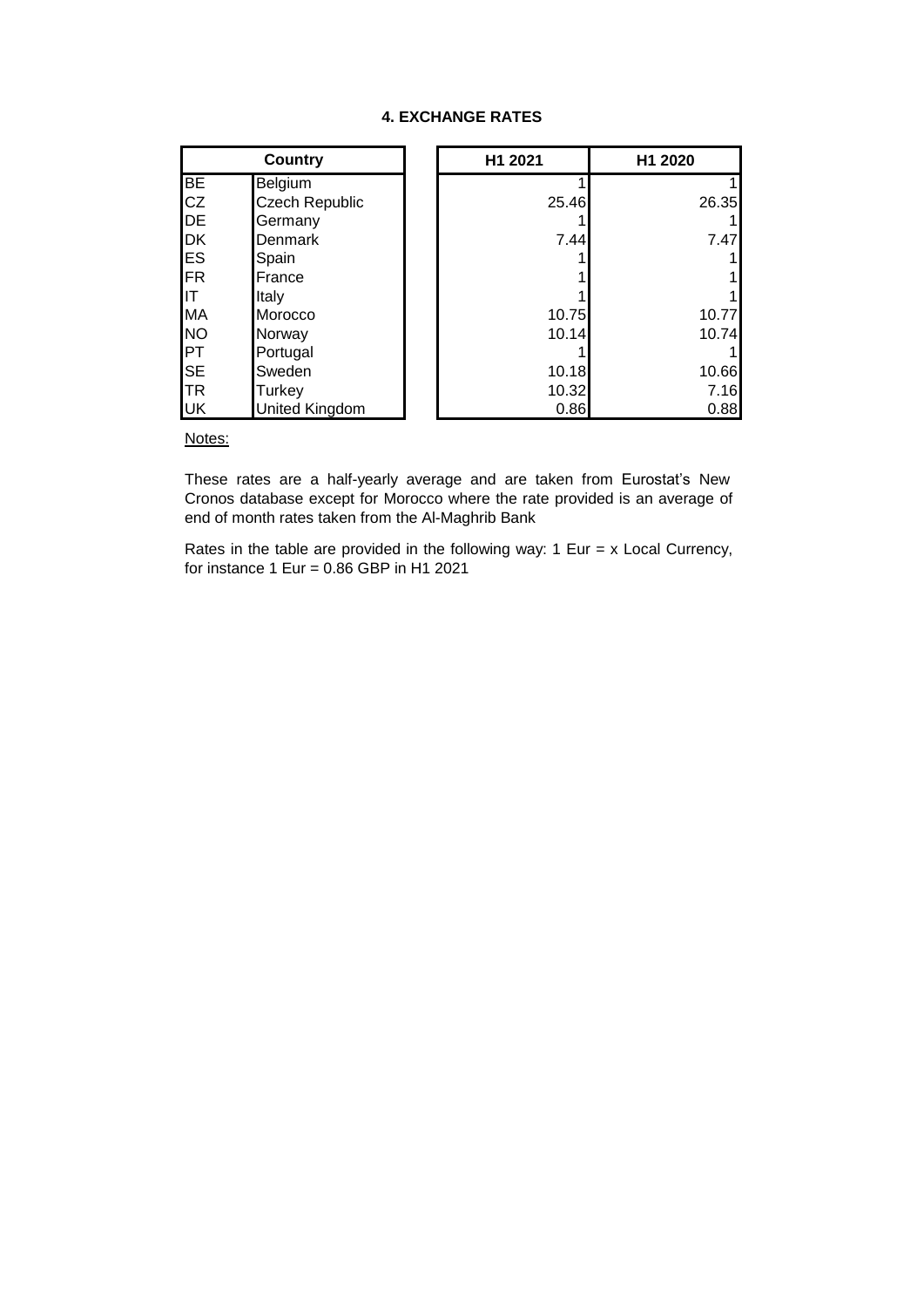#### 4. EXCHANGE RATES

| Country | | H1 2021 | H1 2020 |
|---|---|---|---|
| BE | Belgium | 1 | 1 |
| CZ | Czech Republic | 25.46 | 26.35 |
| DE | Germany | 1 | 1 |
| DK | Denmark | 7.44 | 7.47 |
| ES | Spain | 1 | 1 |
| FR | France | 1 | 1 |
| IT | Italy | 1 | 1 |
| MA | Morocco | 10.75 | 10.77 |
| NO | Norway | 10.14 | 10.74 |
| PT | Portugal | 1 | 1 |
| SE | Sweden | 10.18 | 10.66 |
| TR | Turkey | 10.32 | 7.16 |
| UK | United Kingdom | 0.86 | 0.88 |

Notes:

These rates are a half-yearly average and are taken from Eurostat's New Cronos database except for Morocco where the rate provided is an average of end of month rates taken from the Al-Maghrib Bank

Rates in the table are provided in the following way: 1 Eur = x Local Currency, for instance 1 Eur = 0.86 GBP in H1 2021